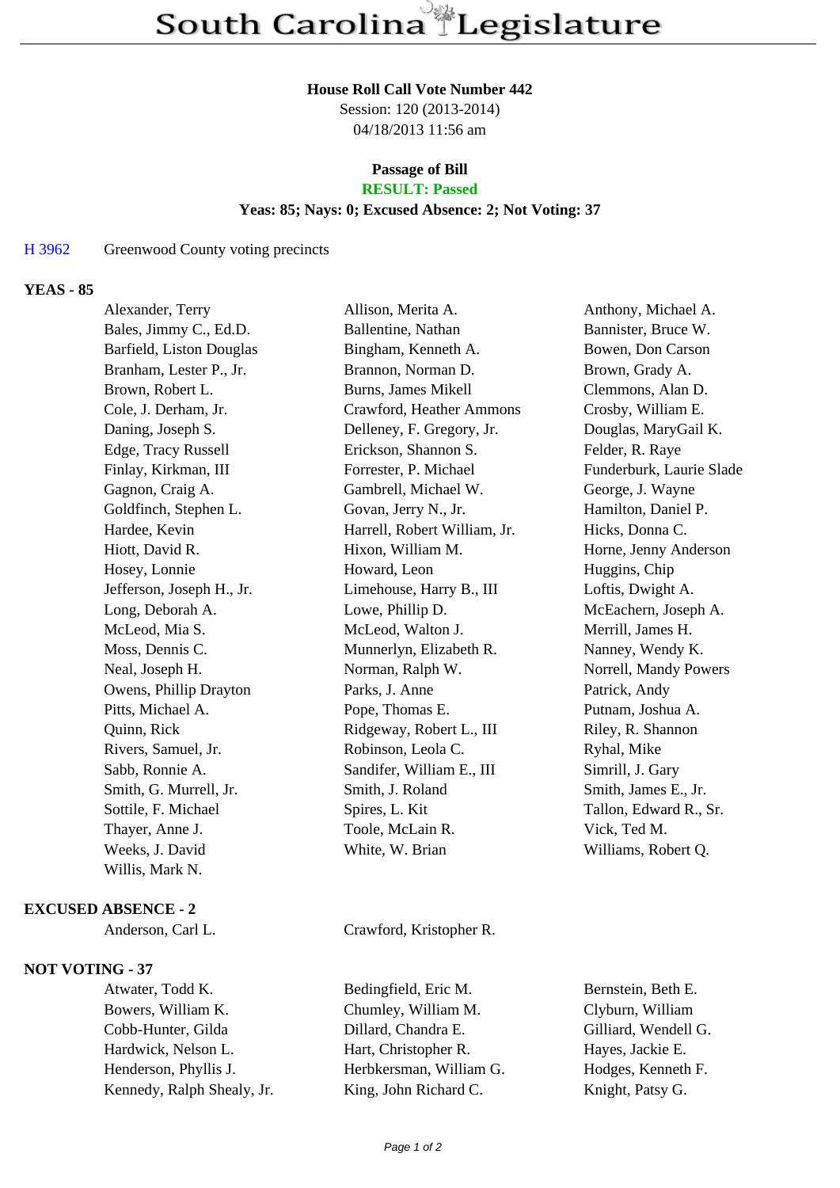# South Carolina Legislature

**House Roll Call Vote Number 442**
Session: 120 (2013-2014)
04/18/2013 11:56 am

**Passage of Bill**
**RESULT: Passed**
**Yeas: 85; Nays: 0; Excused Absence: 2; Not Voting: 37**

H 3962 Greenwood County voting precincts

**YEAS - 85**

Alexander, Terry
Allison, Merita A.
Anthony, Michael A.
Bales, Jimmy C., Ed.D.
Ballentine, Nathan
Bannister, Bruce W.
Barfield, Liston Douglas
Bingham, Kenneth A.
Bowen, Don Carson
Branham, Lester P., Jr.
Brannon, Norman D.
Brown, Grady A.
Brown, Robert L.
Burns, James Mikell
Clemmons, Alan D.
Cole, J. Derham, Jr.
Crawford, Heather Ammons
Crosby, William E.
Daning, Joseph S.
Delleney, F. Gregory, Jr.
Douglas, MaryGail K.
Edge, Tracy Russell
Erickson, Shannon S.
Felder, R. Raye
Finlay, Kirkman, III
Forrester, P. Michael
Funderburk, Laurie Slade
Gagnon, Craig A.
Gambrell, Michael W.
George, J. Wayne
Goldfinch, Stephen L.
Govan, Jerry N., Jr.
Hamilton, Daniel P.
Hardee, Kevin
Harrell, Robert William, Jr.
Hicks, Donna C.
Hiott, David R.
Hixon, William M.
Horne, Jenny Anderson
Hosey, Lonnie
Howard, Leon
Huggins, Chip
Jefferson, Joseph H., Jr.
Limehouse, Harry B., III
Loftis, Dwight A.
Long, Deborah A.
Lowe, Phillip D.
McEachern, Joseph A.
McLeod, Mia S.
McLeod, Walton J.
Merrill, James H.
Moss, Dennis C.
Munnerlyn, Elizabeth R.
Nanney, Wendy K.
Neal, Joseph H.
Norman, Ralph W.
Norrell, Mandy Powers
Owens, Phillip Drayton
Parks, J. Anne
Patrick, Andy
Pitts, Michael A.
Pope, Thomas E.
Putnam, Joshua A.
Quinn, Rick
Ridgeway, Robert L., III
Riley, R. Shannon
Rivers, Samuel, Jr.
Robinson, Leola C.
Ryhal, Mike
Sabb, Ronnie A.
Sandifer, William E., III
Simrill, J. Gary
Smith, G. Murrell, Jr.
Smith, J. Roland
Smith, James E., Jr.
Sottile, F. Michael
Spires, L. Kit
Tallon, Edward R., Sr.
Thayer, Anne J.
Toole, McLain R.
Vick, Ted M.
Weeks, J. David
White, W. Brian
Williams, Robert Q.
Willis, Mark N.

**EXCUSED ABSENCE - 2**

Anderson, Carl L.
Crawford, Kristopher R.

**NOT VOTING - 37**

Atwater, Todd K.
Bedingfield, Eric M.
Bernstein, Beth E.
Bowers, William K.
Chumley, William M.
Clyburn, William
Cobb-Hunter, Gilda
Dillard, Chandra E.
Gilliard, Wendell G.
Hardwick, Nelson L.
Hart, Christopher R.
Hayes, Jackie E.
Henderson, Phyllis J.
Herbkersman, William G.
Hodges, Kenneth F.
Kennedy, Ralph Shealy, Jr.
King, John Richard C.
Knight, Patsy G.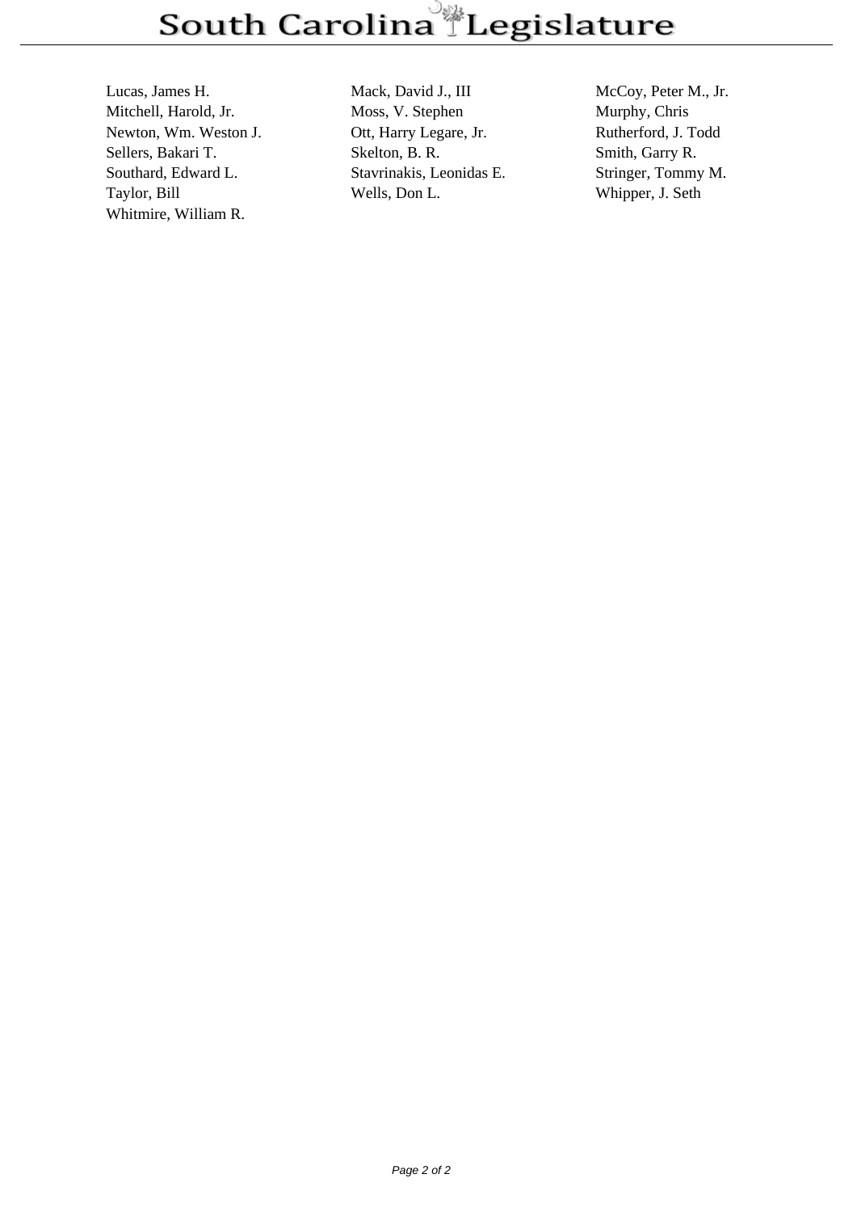Lucas, James H.
Mack, David J., III
McCoy, Peter M., Jr.
Mitchell, Harold, Jr.
Moss, V. Stephen
Murphy, Chris
Newton, Wm. Weston J.
Ott, Harry Legare, Jr.
Rutherford, J. Todd
Sellers, Bakari T.
Skelton, B. R.
Smith, Garry R.
Southard, Edward L.
Stavrinakis, Leonidas E.
Stringer, Tommy M.
Taylor, Bill
Wells, Don L.
Whipper, J. Seth
Whitmire, William R.